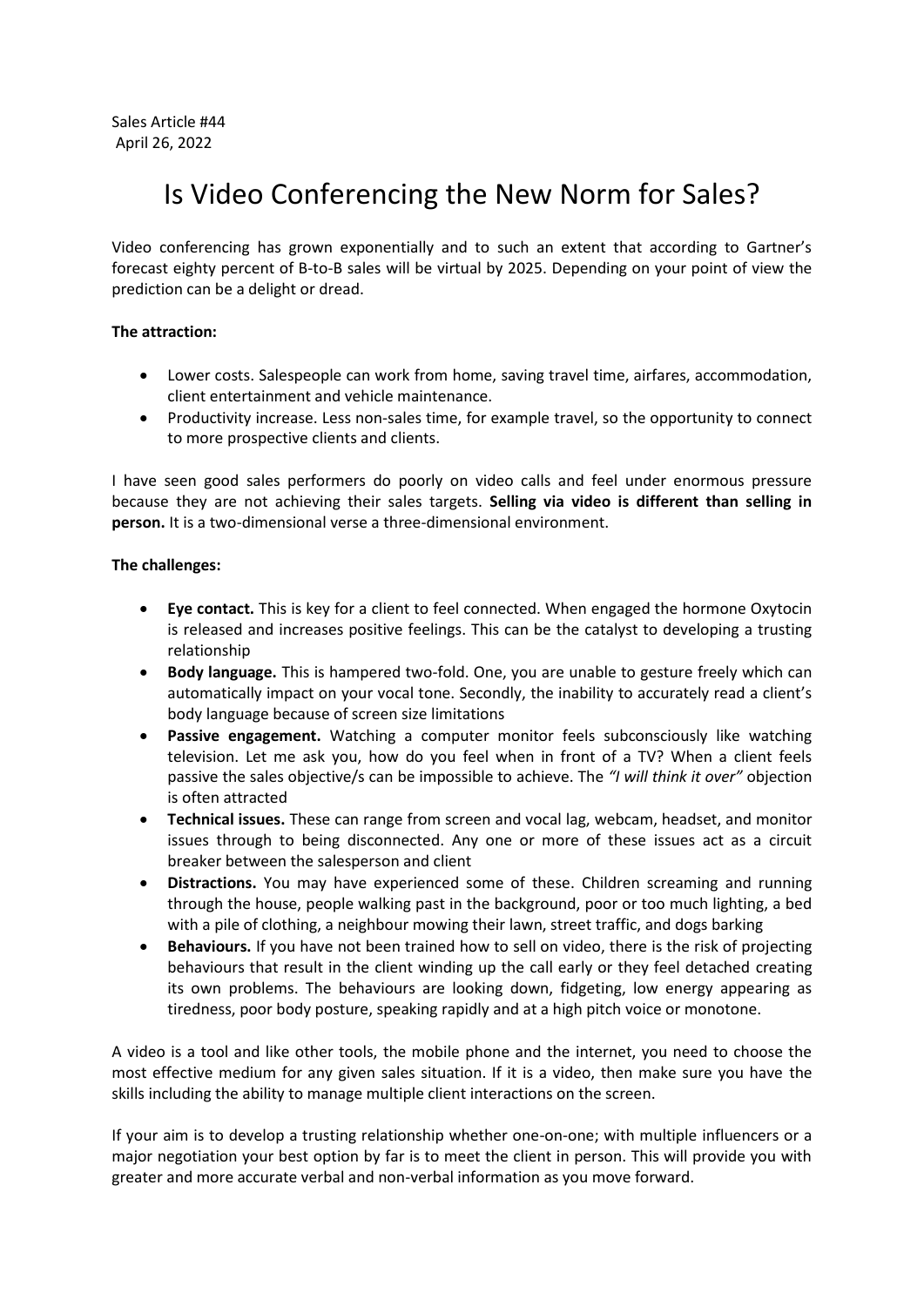Sales Article #44
April 26, 2022

# Is Video Conferencing the New Norm for Sales?

Video conferencing has grown exponentially and to such an extent that according to Gartner's forecast eighty percent of B-to-B sales will be virtual by 2025. Depending on your point of view the prediction can be a delight or dread.

**The attraction:**

- Lower costs. Salespeople can work from home, saving travel time, airfares, accommodation, client entertainment and vehicle maintenance.
- Productivity increase. Less non-sales time, for example travel, so the opportunity to connect to more prospective clients and clients.

I have seen good sales performers do poorly on video calls and feel under enormous pressure because they are not achieving their sales targets. **Selling via video is different than selling in person.** It is a two-dimensional verse a three-dimensional environment.

**The challenges:**

- **Eye contact.** This is key for a client to feel connected. When engaged the hormone Oxytocin is released and increases positive feelings. This can be the catalyst to developing a trusting relationship
- **Body language.** This is hampered two-fold. One, you are unable to gesture freely which can automatically impact on your vocal tone. Secondly, the inability to accurately read a client's body language because of screen size limitations
- **Passive engagement.** Watching a computer monitor feels subconsciously like watching television. Let me ask you, how do you feel when in front of a TV? When a client feels passive the sales objective/s can be impossible to achieve. The *"I will think it over"* objection is often attracted
- **Technical issues.** These can range from screen and vocal lag, webcam, headset, and monitor issues through to being disconnected. Any one or more of these issues act as a circuit breaker between the salesperson and client
- **Distractions.** You may have experienced some of these. Children screaming and running through the house, people walking past in the background, poor or too much lighting, a bed with a pile of clothing, a neighbour mowing their lawn, street traffic, and dogs barking
- **Behaviours.** If you have not been trained how to sell on video, there is the risk of projecting behaviours that result in the client winding up the call early or they feel detached creating its own problems. The behaviours are looking down, fidgeting, low energy appearing as tiredness, poor body posture, speaking rapidly and at a high pitch voice or monotone.

A video is a tool and like other tools, the mobile phone and the internet, you need to choose the most effective medium for any given sales situation. If it is a video, then make sure you have the skills including the ability to manage multiple client interactions on the screen.

If your aim is to develop a trusting relationship whether one-on-one; with multiple influencers or a major negotiation your best option by far is to meet the client in person. This will provide you with greater and more accurate verbal and non-verbal information as you move forward.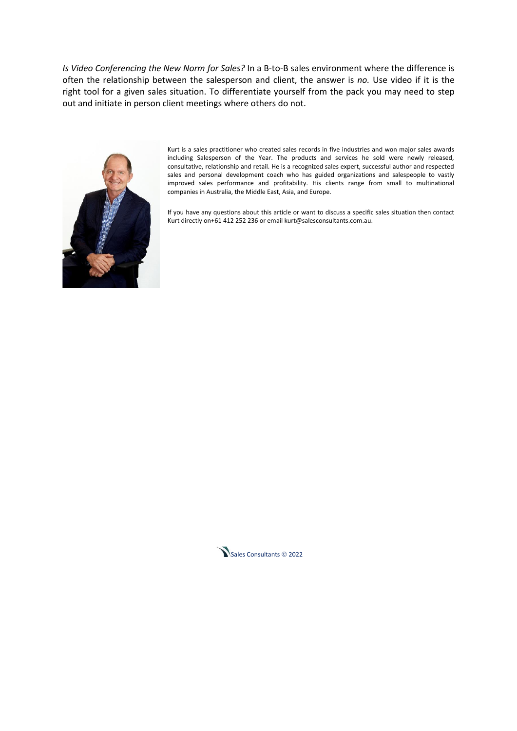*Is Video Conferencing the New Norm for Sales?* In a B-to-B sales environment where the difference is often the relationship between the salesperson and client, the answer is *no*. Use video if it is the right tool for a given sales situation. To differentiate yourself from the pack you may need to step out and initiate in person client meetings where others do not.

Kurt is a sales practitioner who created sales records in five industries and won major sales awards including Salesperson of the Year. The products and services he sold were newly released, consultative, relationship and retail. He is a recognized sales expert, successful author and respected sales and personal development coach who has guided organizations and salespeople to vastly improved sales performance and profitability. His clients range from small to multinational companies in Australia, the Middle East, Asia, and Europe.

If you have any questions about this article or want to discuss a specific sales situation then contact Kurt directly on+61 412 252 236 or email kurt@salesconsultants.com.au.

Sales Consultants © 2022